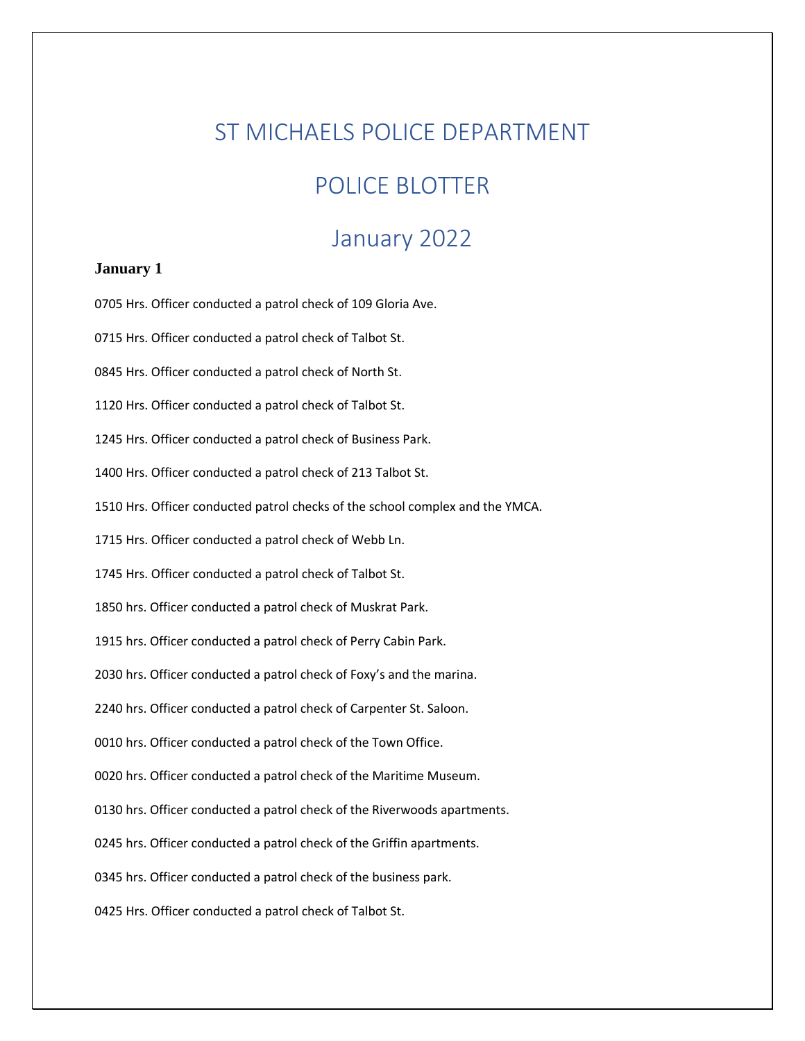# ST MICHAELS POLICE DEPARTMENT

# POLICE BLOTTER

# January 2022

**January 1**

0705 Hrs. Officer conducted a patrol check of 109 Gloria Ave.

0715 Hrs. Officer conducted a patrol check of Talbot St.

0845 Hrs. Officer conducted a patrol check of North St.

1120 Hrs. Officer conducted a patrol check of Talbot St.

1245 Hrs. Officer conducted a patrol check of Business Park.

1400 Hrs. Officer conducted a patrol check of 213 Talbot St.

1510 Hrs. Officer conducted patrol checks of the school complex and the YMCA.

1715 Hrs. Officer conducted a patrol check of Webb Ln.

1745 Hrs. Officer conducted a patrol check of Talbot St.

1850 hrs. Officer conducted a patrol check of Muskrat Park.

1915 hrs. Officer conducted a patrol check of Perry Cabin Park.

2030 hrs. Officer conducted a patrol check of Foxy's and the marina.

2240 hrs. Officer conducted a patrol check of Carpenter St. Saloon.

0010 hrs. Officer conducted a patrol check of the Town Office.

0020 hrs. Officer conducted a patrol check of the Maritime Museum.

0130 hrs. Officer conducted a patrol check of the Riverwoods apartments.

0245 hrs. Officer conducted a patrol check of the Griffin apartments.

0345 hrs. Officer conducted a patrol check of the business park.

0425 Hrs. Officer conducted a patrol check of Talbot St.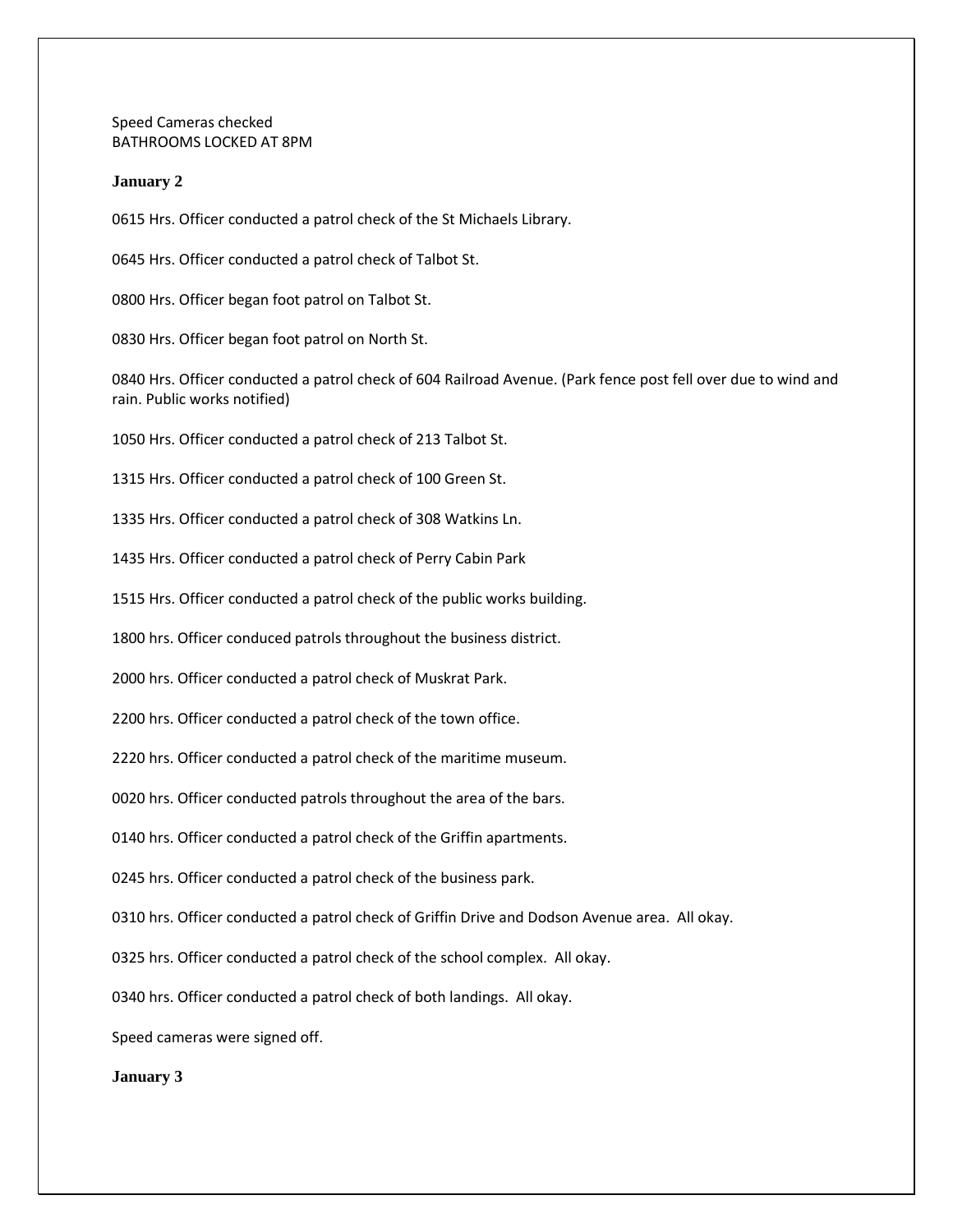Speed Cameras checked
BATHROOMS LOCKED AT 8PM

**January 2**

0615 Hrs. Officer conducted a patrol check of the St Michaels Library.

0645 Hrs. Officer conducted a patrol check of Talbot St.

0800 Hrs. Officer began foot patrol on Talbot St.

0830 Hrs. Officer began foot patrol on North St.

0840 Hrs. Officer conducted a patrol check of 604 Railroad Avenue. (Park fence post fell over due to wind and rain. Public works notified)

1050 Hrs. Officer conducted a patrol check of 213 Talbot St.

1315 Hrs. Officer conducted a patrol check of 100 Green St.

1335 Hrs. Officer conducted a patrol check of 308 Watkins Ln.

1435 Hrs. Officer conducted a patrol check of Perry Cabin Park

1515 Hrs. Officer conducted a patrol check of the public works building.

1800 hrs. Officer conduced patrols throughout the business district.

2000 hrs. Officer conducted a patrol check of Muskrat Park.

2200 hrs. Officer conducted a patrol check of the town office.

2220 hrs. Officer conducted a patrol check of the maritime museum.

0020 hrs. Officer conducted patrols throughout the area of the bars.

0140 hrs. Officer conducted a patrol check of the Griffin apartments.

0245 hrs. Officer conducted a patrol check of the business park.

0310 hrs. Officer conducted a patrol check of Griffin Drive and Dodson Avenue area. All okay.

0325 hrs. Officer conducted a patrol check of the school complex. All okay.

0340 hrs. Officer conducted a patrol check of both landings. All okay.

Speed cameras were signed off.

**January 3**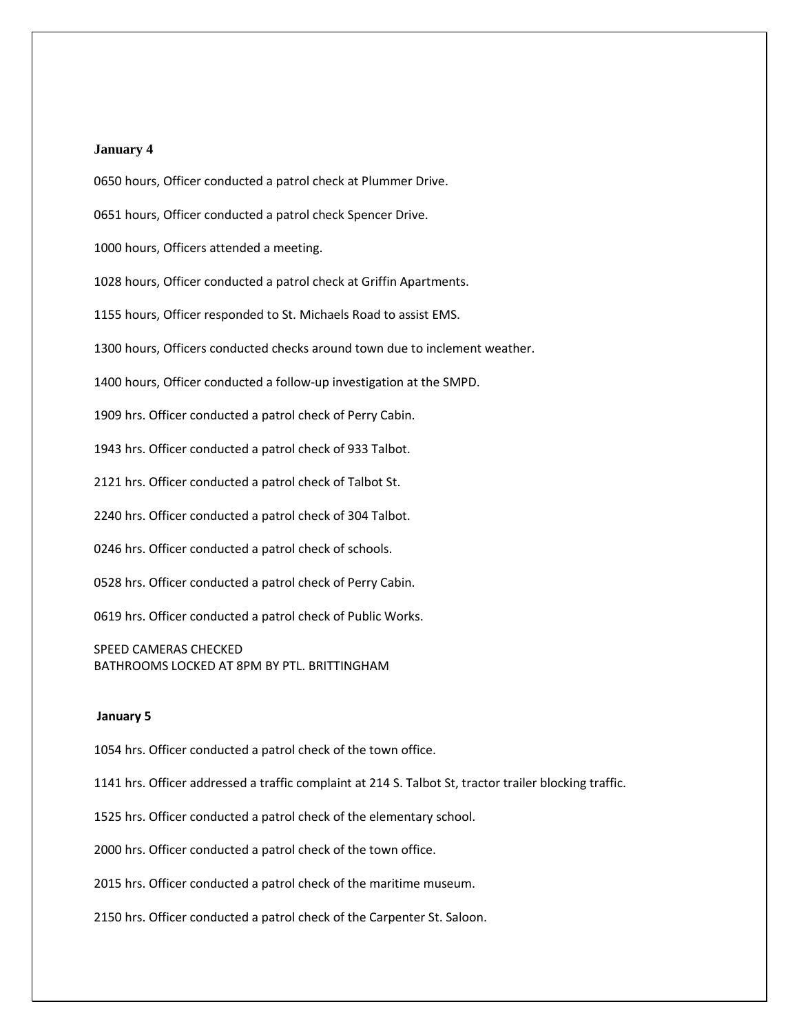**January 4**

0650 hours, Officer conducted a patrol check at Plummer Drive.

0651 hours, Officer conducted a patrol check Spencer Drive.

1000 hours, Officers attended a meeting.

1028 hours, Officer conducted a patrol check at Griffin Apartments.

1155 hours, Officer responded to St. Michaels Road to assist EMS.

1300 hours, Officers conducted checks around town due to inclement weather.

1400 hours, Officer conducted a follow-up investigation at the SMPD.

1909 hrs. Officer conducted a patrol check of Perry Cabin.

1943 hrs. Officer conducted a patrol check of 933 Talbot.

2121 hrs. Officer conducted a patrol check of Talbot St.

2240 hrs. Officer conducted a patrol check of 304 Talbot.

0246 hrs. Officer conducted a patrol check of schools.

0528 hrs. Officer conducted a patrol check of Perry Cabin.

0619 hrs. Officer conducted a patrol check of Public Works.

SPEED CAMERAS CHECKED
BATHROOMS LOCKED AT 8PM BY PTL. BRITTINGHAM

**January 5**

1054 hrs. Officer conducted a patrol check of the town office.

1141 hrs. Officer addressed a traffic complaint at 214 S. Talbot St, tractor trailer blocking traffic.

1525 hrs. Officer conducted a patrol check of the elementary school.

2000 hrs. Officer conducted a patrol check of the town office.

2015 hrs. Officer conducted a patrol check of the maritime museum.

2150 hrs. Officer conducted a patrol check of the Carpenter St. Saloon.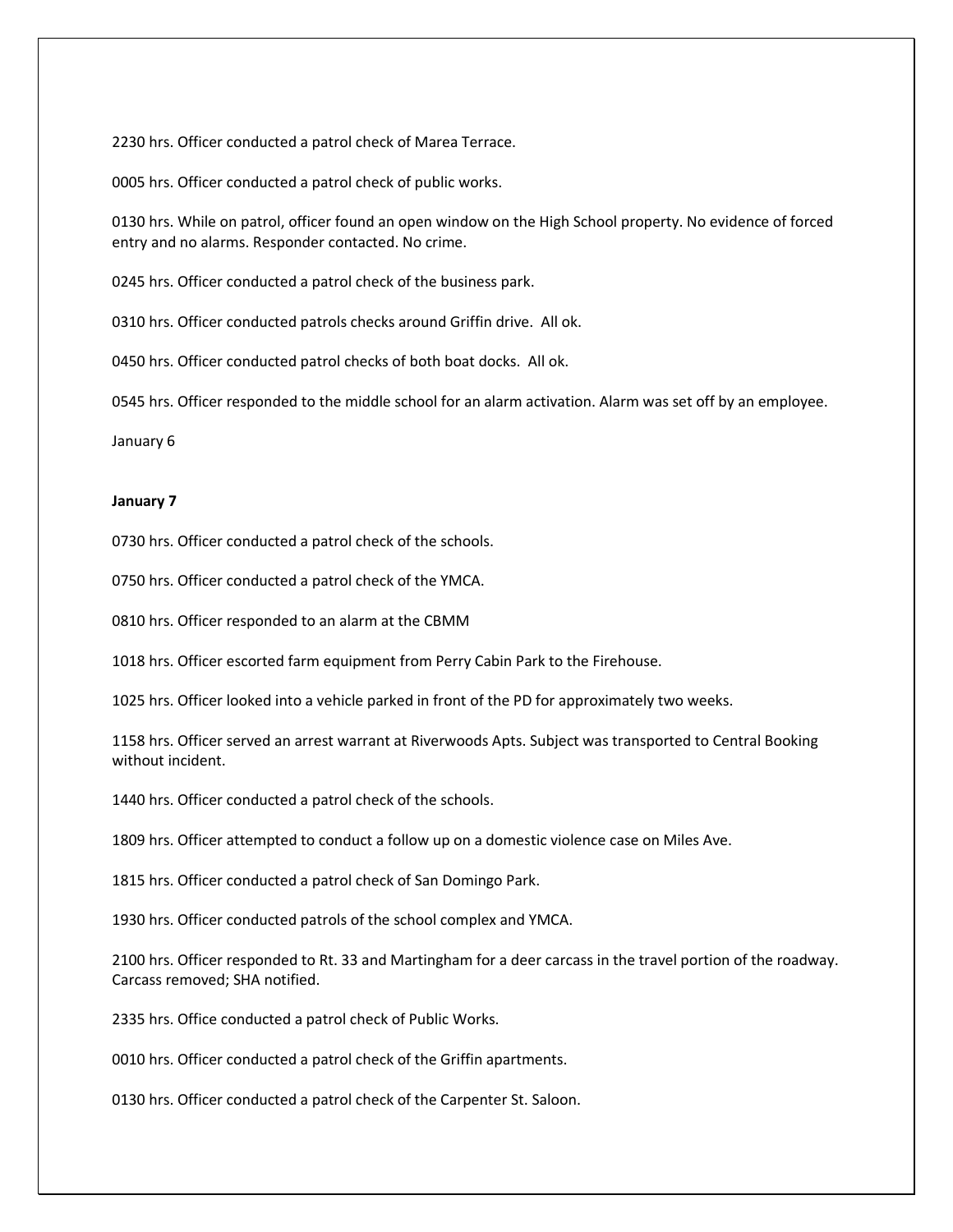2230 hrs. Officer conducted a patrol check of Marea Terrace.

0005 hrs. Officer conducted a patrol check of public works.

0130 hrs. While on patrol, officer found an open window on the High School property. No evidence of forced entry and no alarms. Responder contacted. No crime.

0245 hrs. Officer conducted a patrol check of the business park.

0310 hrs. Officer conducted patrols checks around Griffin drive. All ok.

0450 hrs. Officer conducted patrol checks of both boat docks. All ok.

0545 hrs. Officer responded to the middle school for an alarm activation. Alarm was set off by an employee.

January 6

**January 7**

0730 hrs. Officer conducted a patrol check of the schools.

0750 hrs. Officer conducted a patrol check of the YMCA.

0810 hrs. Officer responded to an alarm at the CBMM

1018 hrs. Officer escorted farm equipment from Perry Cabin Park to the Firehouse.

1025 hrs. Officer looked into a vehicle parked in front of the PD for approximately two weeks.

1158 hrs. Officer served an arrest warrant at Riverwoods Apts. Subject was transported to Central Booking without incident.

1440 hrs. Officer conducted a patrol check of the schools.

1809 hrs. Officer attempted to conduct a follow up on a domestic violence case on Miles Ave.

1815 hrs. Officer conducted a patrol check of San Domingo Park.

1930 hrs. Officer conducted patrols of the school complex and YMCA.

2100 hrs. Officer responded to Rt. 33 and Martingham for a deer carcass in the travel portion of the roadway. Carcass removed; SHA notified.

2335 hrs. Office conducted a patrol check of Public Works.

0010 hrs. Officer conducted a patrol check of the Griffin apartments.

0130 hrs. Officer conducted a patrol check of the Carpenter St. Saloon.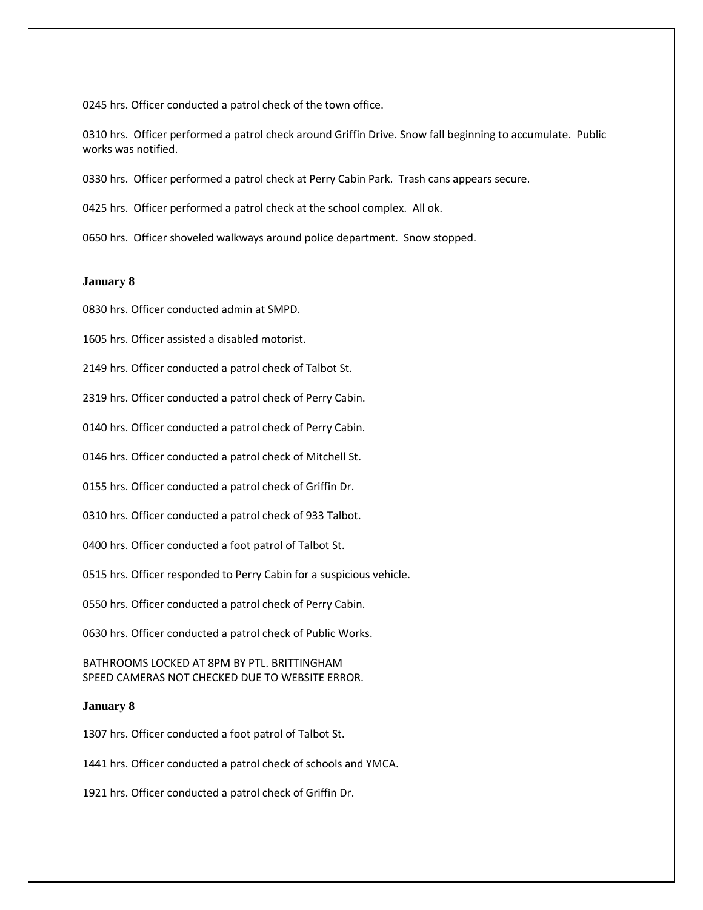0245 hrs. Officer conducted a patrol check of the town office.

0310 hrs. Officer performed a patrol check around Griffin Drive. Snow fall beginning to accumulate. Public works was notified.

0330 hrs. Officer performed a patrol check at Perry Cabin Park. Trash cans appears secure.

0425 hrs. Officer performed a patrol check at the school complex. All ok.

0650 hrs. Officer shoveled walkways around police department. Snow stopped.

**January 8**

0830 hrs. Officer conducted admin at SMPD.

1605 hrs. Officer assisted a disabled motorist.

2149 hrs. Officer conducted a patrol check of Talbot St.

2319 hrs. Officer conducted a patrol check of Perry Cabin.

0140 hrs. Officer conducted a patrol check of Perry Cabin.

0146 hrs. Officer conducted a patrol check of Mitchell St.

0155 hrs. Officer conducted a patrol check of Griffin Dr.

0310 hrs. Officer conducted a patrol check of 933 Talbot.

0400 hrs. Officer conducted a foot patrol of Talbot St.

0515 hrs. Officer responded to Perry Cabin for a suspicious vehicle.

0550 hrs. Officer conducted a patrol check of Perry Cabin.

0630 hrs. Officer conducted a patrol check of Public Works.

BATHROOMS LOCKED AT 8PM BY PTL. BRITTINGHAM
SPEED CAMERAS NOT CHECKED DUE TO WEBSITE ERROR.

**January 8**

1307 hrs. Officer conducted a foot patrol of Talbot St.

1441 hrs. Officer conducted a patrol check of schools and YMCA.

1921 hrs. Officer conducted a patrol check of Griffin Dr.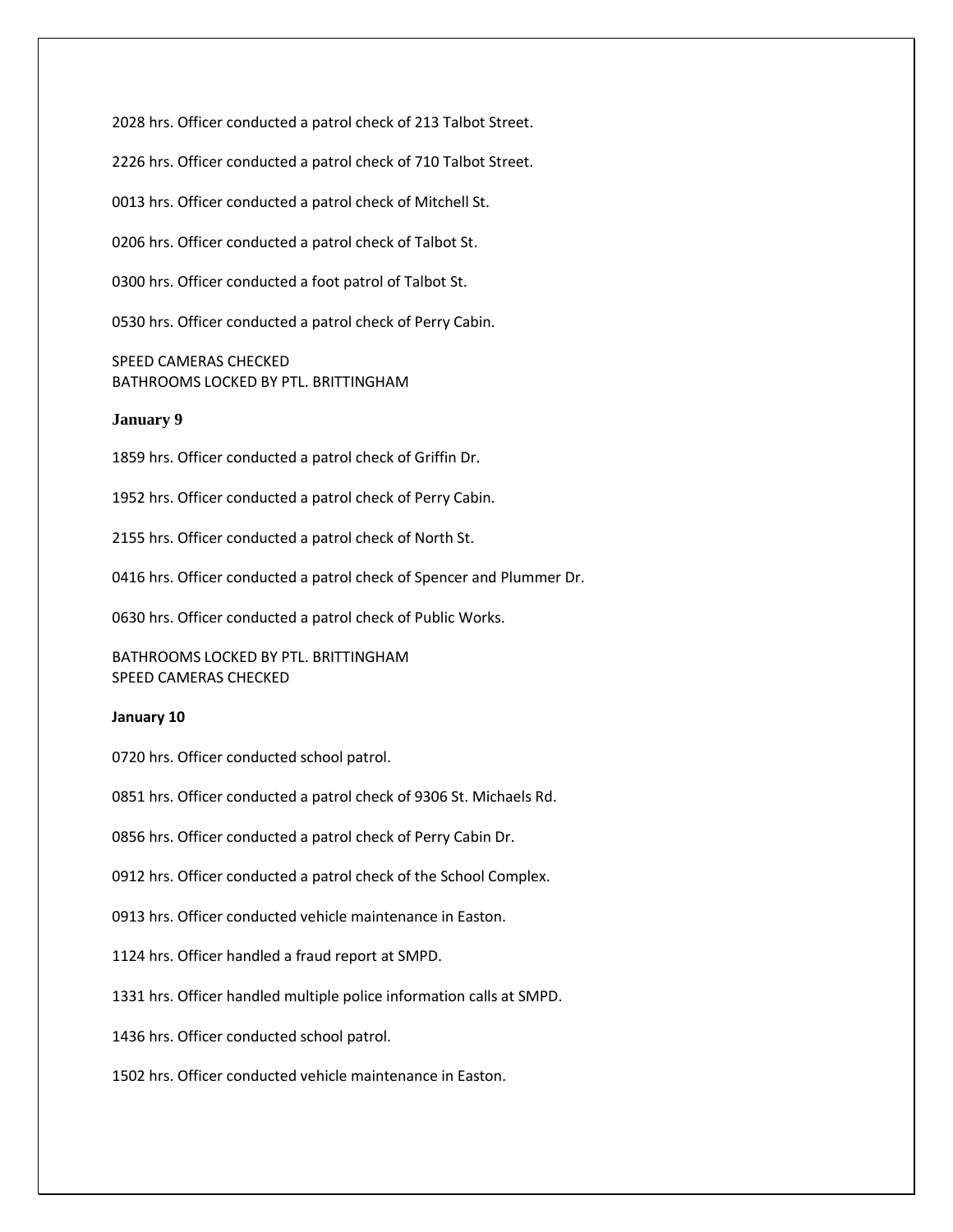2028 hrs. Officer conducted a patrol check of 213 Talbot Street.

2226 hrs. Officer conducted a patrol check of 710 Talbot Street.

0013 hrs. Officer conducted a patrol check of Mitchell St.

0206 hrs. Officer conducted a patrol check of Talbot St.

0300 hrs. Officer conducted a foot patrol of Talbot St.

0530 hrs. Officer conducted a patrol check of Perry Cabin.

SPEED CAMERAS CHECKED
BATHROOMS LOCKED BY PTL. BRITTINGHAM

**January 9**

1859 hrs. Officer conducted a patrol check of Griffin Dr.

1952 hrs. Officer conducted a patrol check of Perry Cabin.

2155 hrs. Officer conducted a patrol check of North St.

0416 hrs. Officer conducted a patrol check of Spencer and Plummer Dr.

0630 hrs. Officer conducted a patrol check of Public Works.

BATHROOMS LOCKED BY PTL. BRITTINGHAM
SPEED CAMERAS CHECKED

**January 10**

0720 hrs. Officer conducted school patrol.

0851 hrs. Officer conducted a patrol check of 9306 St. Michaels Rd.

0856 hrs. Officer conducted a patrol check of Perry Cabin Dr.

0912 hrs. Officer conducted a patrol check of the School Complex.

0913 hrs. Officer conducted vehicle maintenance in Easton.

1124 hrs. Officer handled a fraud report at SMPD.

1331 hrs. Officer handled multiple police information calls at SMPD.

1436 hrs. Officer conducted school patrol.

1502 hrs. Officer conducted vehicle maintenance in Easton.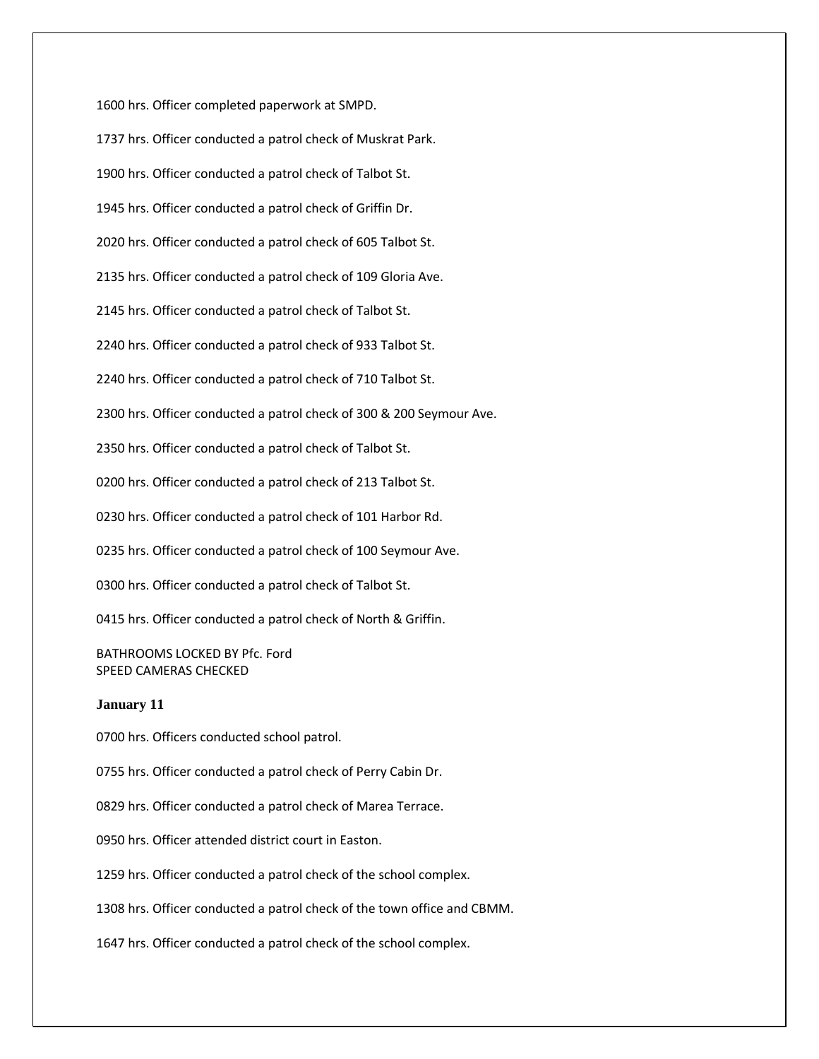1600 hrs. Officer completed paperwork at SMPD.

1737 hrs. Officer conducted a patrol check of Muskrat Park.

1900 hrs. Officer conducted a patrol check of Talbot St.

1945 hrs. Officer conducted a patrol check of Griffin Dr.

2020 hrs. Officer conducted a patrol check of 605 Talbot St.

2135 hrs. Officer conducted a patrol check of 109 Gloria Ave.

2145 hrs. Officer conducted a patrol check of Talbot St.

2240 hrs. Officer conducted a patrol check of 933 Talbot St.

2240 hrs. Officer conducted a patrol check of 710 Talbot St.

2300 hrs. Officer conducted a patrol check of 300 & 200 Seymour Ave.

2350 hrs. Officer conducted a patrol check of Talbot St.

0200 hrs. Officer conducted a patrol check of 213 Talbot St.

0230 hrs. Officer conducted a patrol check of 101 Harbor Rd.

0235 hrs. Officer conducted a patrol check of 100 Seymour Ave.

0300 hrs. Officer conducted a patrol check of Talbot St.

0415 hrs. Officer conducted a patrol check of North & Griffin.

BATHROOMS LOCKED BY Pfc. Ford
SPEED CAMERAS CHECKED

**January 11**

0700 hrs. Officers conducted school patrol.

0755 hrs. Officer conducted a patrol check of Perry Cabin Dr.

0829 hrs. Officer conducted a patrol check of Marea Terrace.

0950 hrs. Officer attended district court in Easton.

1259 hrs. Officer conducted a patrol check of the school complex.

1308 hrs. Officer conducted a patrol check of the town office and CBMM.

1647 hrs. Officer conducted a patrol check of the school complex.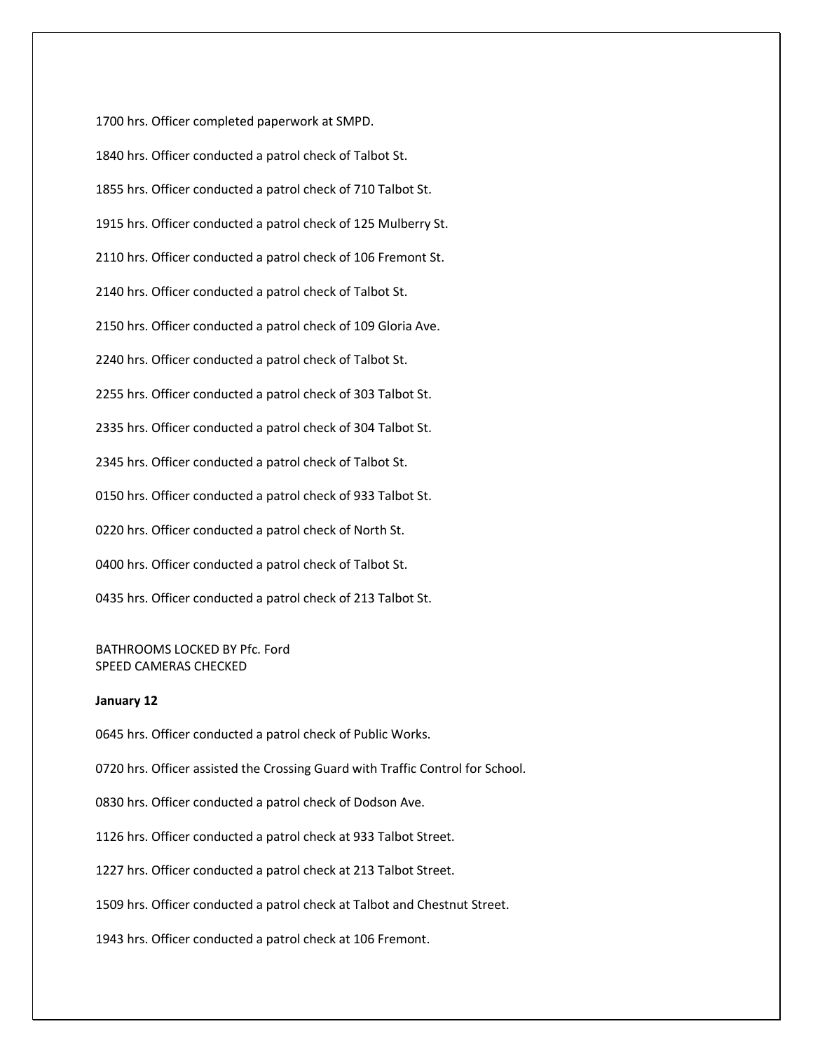1700 hrs. Officer completed paperwork at SMPD.

1840 hrs. Officer conducted a patrol check of Talbot St.

1855 hrs. Officer conducted a patrol check of 710 Talbot St.

1915 hrs. Officer conducted a patrol check of 125 Mulberry St.

2110 hrs. Officer conducted a patrol check of 106 Fremont St.

2140 hrs. Officer conducted a patrol check of Talbot St.

2150 hrs. Officer conducted a patrol check of 109 Gloria Ave.

2240 hrs. Officer conducted a patrol check of Talbot St.

2255 hrs. Officer conducted a patrol check of 303 Talbot St.

2335 hrs. Officer conducted a patrol check of 304 Talbot St.

2345 hrs. Officer conducted a patrol check of Talbot St.

0150 hrs. Officer conducted a patrol check of 933 Talbot St.

0220 hrs. Officer conducted a patrol check of North St.

0400 hrs. Officer conducted a patrol check of Talbot St.

0435 hrs. Officer conducted a patrol check of 213 Talbot St.

BATHROOMS LOCKED BY Pfc. Ford
SPEED CAMERAS CHECKED

**January 12**

0645 hrs. Officer conducted a patrol check of Public Works.

0720 hrs. Officer assisted the Crossing Guard with Traffic Control for School.

0830 hrs. Officer conducted a patrol check of Dodson Ave.

1126 hrs. Officer conducted a patrol check at 933 Talbot Street.

1227 hrs. Officer conducted a patrol check at 213 Talbot Street.

1509 hrs. Officer conducted a patrol check at Talbot and Chestnut Street.

1943 hrs. Officer conducted a patrol check at 106 Fremont.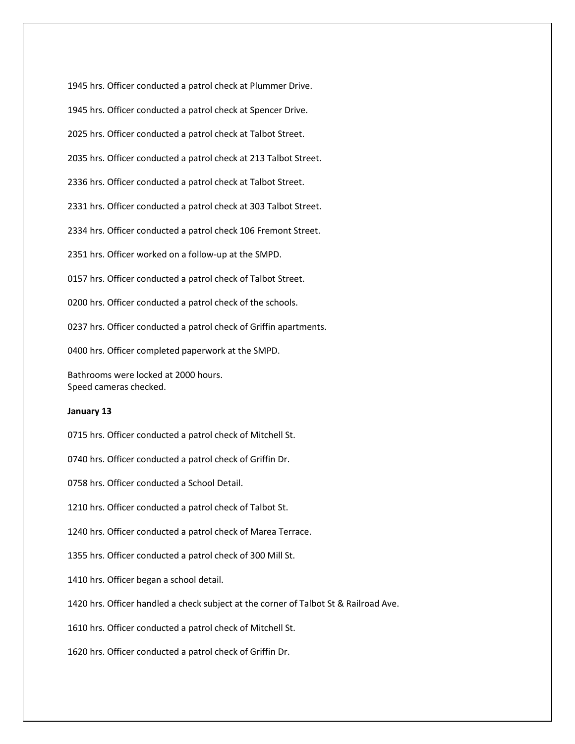1945 hrs. Officer conducted a patrol check at Plummer Drive.

1945 hrs. Officer conducted a patrol check at Spencer Drive.

2025 hrs. Officer conducted a patrol check at Talbot Street.

2035 hrs. Officer conducted a patrol check at 213 Talbot Street.

2336 hrs. Officer conducted a patrol check at Talbot Street.

2331 hrs. Officer conducted a patrol check at 303 Talbot Street.

2334 hrs. Officer conducted a patrol check 106 Fremont Street.

2351 hrs. Officer worked on a follow-up at the SMPD.

0157 hrs. Officer conducted a patrol check of Talbot Street.

0200 hrs. Officer conducted a patrol check of the schools.

0237 hrs. Officer conducted a patrol check of Griffin apartments.

0400 hrs. Officer completed paperwork at the SMPD.

Bathrooms were locked at 2000 hours.
Speed cameras checked.

**January 13**

0715 hrs. Officer conducted a patrol check of Mitchell St.

0740 hrs. Officer conducted a patrol check of Griffin Dr.

0758 hrs. Officer conducted a School Detail.

1210 hrs. Officer conducted a patrol check of Talbot St.

1240 hrs. Officer conducted a patrol check of Marea Terrace.

1355 hrs. Officer conducted a patrol check of 300 Mill St.

1410 hrs. Officer began a school detail.

1420 hrs. Officer handled a check subject at the corner of Talbot St & Railroad Ave.

1610 hrs. Officer conducted a patrol check of Mitchell St.

1620 hrs. Officer conducted a patrol check of Griffin Dr.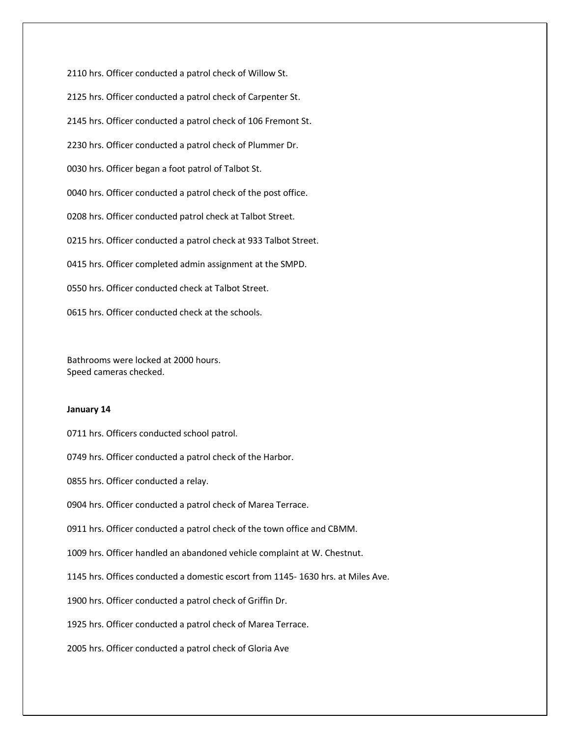2110 hrs. Officer conducted a patrol check of Willow St.

2125 hrs. Officer conducted a patrol check of Carpenter St.

2145 hrs. Officer conducted a patrol check of 106 Fremont St.

2230 hrs. Officer conducted a patrol check of Plummer Dr.

0030 hrs. Officer began a foot patrol of Talbot St.

0040 hrs. Officer conducted a patrol check of the post office.

0208 hrs. Officer conducted patrol check at Talbot Street.

0215 hrs. Officer conducted a patrol check at 933 Talbot Street.

0415 hrs. Officer completed admin assignment at the SMPD.

0550 hrs. Officer conducted check at Talbot Street.

0615 hrs. Officer conducted check at the schools.

Bathrooms were locked at 2000 hours.
Speed cameras checked.

**January 14**

0711 hrs. Officers conducted school patrol.

0749 hrs. Officer conducted a patrol check of the Harbor.

0855 hrs. Officer conducted a relay.

0904 hrs. Officer conducted a patrol check of Marea Terrace.

0911 hrs. Officer conducted a patrol check of the town office and CBMM.

1009 hrs. Officer handled an abandoned vehicle complaint at W. Chestnut.

1145 hrs. Offices conducted a domestic escort from 1145- 1630 hrs. at Miles Ave.

1900 hrs. Officer conducted a patrol check of Griffin Dr.

1925 hrs. Officer conducted a patrol check of Marea Terrace.

2005 hrs. Officer conducted a patrol check of Gloria Ave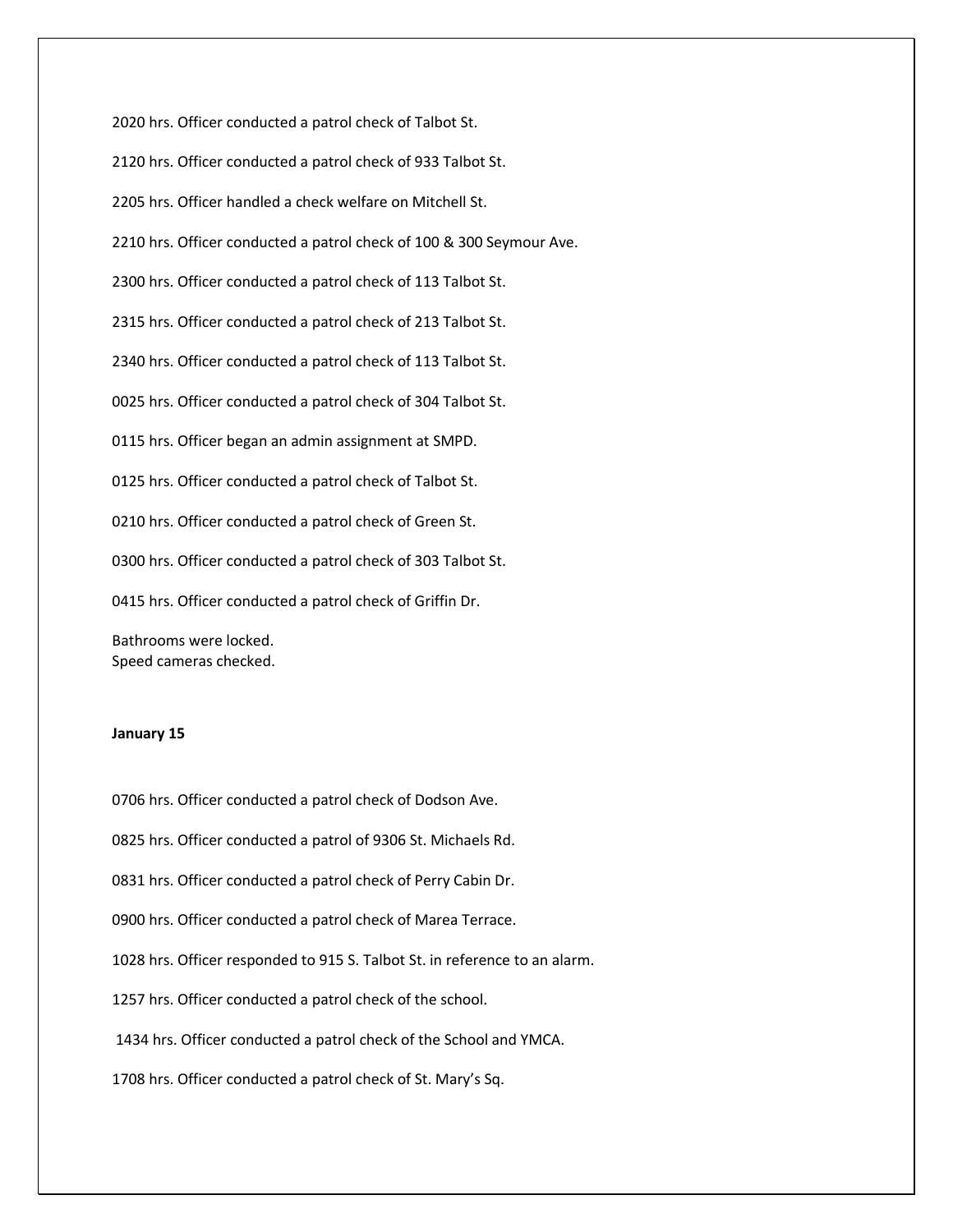2020 hrs. Officer conducted a patrol check of Talbot St.

2120 hrs. Officer conducted a patrol check of 933 Talbot St.

2205 hrs. Officer handled a check welfare on Mitchell St.

2210 hrs. Officer conducted a patrol check of 100 & 300 Seymour Ave.

2300 hrs. Officer conducted a patrol check of 113 Talbot St.

2315 hrs. Officer conducted a patrol check of 213 Talbot St.

2340 hrs. Officer conducted a patrol check of 113 Talbot St.

0025 hrs. Officer conducted a patrol check of 304 Talbot St.

0115 hrs. Officer began an admin assignment at SMPD.

0125 hrs. Officer conducted a patrol check of Talbot St.

0210 hrs. Officer conducted a patrol check of Green St.

0300 hrs. Officer conducted a patrol check of 303 Talbot St.

0415 hrs. Officer conducted a patrol check of Griffin Dr.

Bathrooms were locked.
Speed cameras checked.

**January 15**

0706 hrs. Officer conducted a patrol check of Dodson Ave.

0825 hrs. Officer conducted a patrol of 9306 St. Michaels Rd.

0831 hrs. Officer conducted a patrol check of Perry Cabin Dr.

0900 hrs. Officer conducted a patrol check of Marea Terrace.

1028 hrs. Officer responded to 915 S. Talbot St. in reference to an alarm.

1257 hrs. Officer conducted a patrol check of the school.

1434 hrs. Officer conducted a patrol check of the School and YMCA.

1708 hrs. Officer conducted a patrol check of St. Mary's Sq.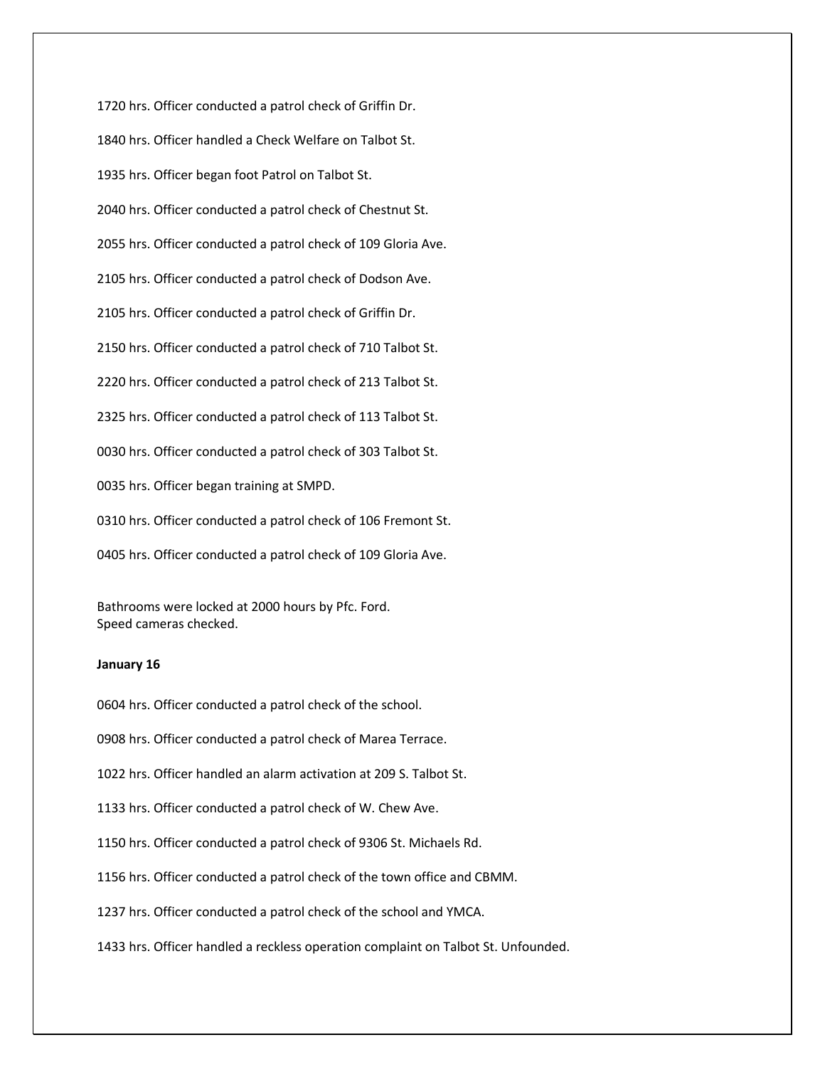1720 hrs. Officer conducted a patrol check of Griffin Dr.

1840 hrs. Officer handled a Check Welfare on Talbot St.

1935 hrs. Officer began foot Patrol on Talbot St.

2040 hrs. Officer conducted a patrol check of Chestnut St.

2055 hrs. Officer conducted a patrol check of 109 Gloria Ave.

2105 hrs. Officer conducted a patrol check of Dodson Ave.

2105 hrs. Officer conducted a patrol check of Griffin Dr.

2150 hrs. Officer conducted a patrol check of 710 Talbot St.

2220 hrs. Officer conducted a patrol check of 213 Talbot St.

2325 hrs. Officer conducted a patrol check of 113 Talbot St.

0030 hrs. Officer conducted a patrol check of 303 Talbot St.

0035 hrs. Officer began training at SMPD.

0310 hrs. Officer conducted a patrol check of 106 Fremont St.

0405 hrs. Officer conducted a patrol check of 109 Gloria Ave.

Bathrooms were locked at 2000 hours by Pfc. Ford.
Speed cameras checked.

**January 16**

0604 hrs. Officer conducted a patrol check of the school.

0908 hrs. Officer conducted a patrol check of Marea Terrace.

1022 hrs. Officer handled an alarm activation at 209 S. Talbot St.

1133 hrs. Officer conducted a patrol check of W. Chew Ave.

1150 hrs. Officer conducted a patrol check of 9306 St. Michaels Rd.

1156 hrs. Officer conducted a patrol check of the town office and CBMM.

1237 hrs. Officer conducted a patrol check of the school and YMCA.

1433 hrs. Officer handled a reckless operation complaint on Talbot St. Unfounded.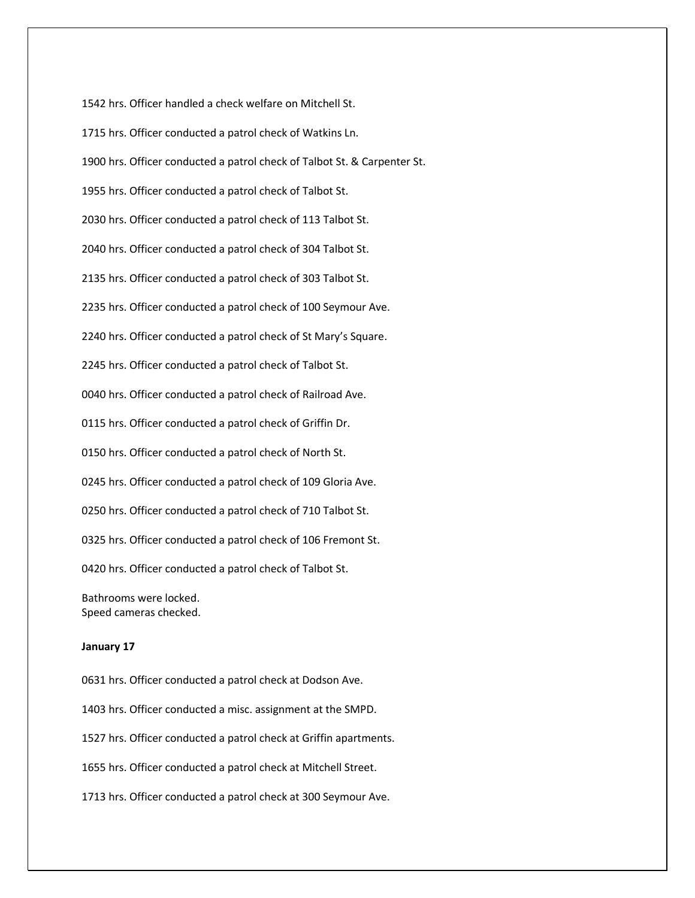1542 hrs. Officer handled a check welfare on Mitchell St.

1715 hrs. Officer conducted a patrol check of Watkins Ln.

1900 hrs. Officer conducted a patrol check of Talbot St. & Carpenter St.

1955 hrs. Officer conducted a patrol check of Talbot St.

2030 hrs. Officer conducted a patrol check of 113 Talbot St.

2040 hrs. Officer conducted a patrol check of 304 Talbot St.

2135 hrs. Officer conducted a patrol check of 303 Talbot St.

2235 hrs. Officer conducted a patrol check of 100 Seymour Ave.

2240 hrs. Officer conducted a patrol check of St Mary's Square.

2245 hrs. Officer conducted a patrol check of Talbot St.

0040 hrs. Officer conducted a patrol check of Railroad Ave.

0115 hrs. Officer conducted a patrol check of Griffin Dr.

0150 hrs. Officer conducted a patrol check of North St.

0245 hrs. Officer conducted a patrol check of 109 Gloria Ave.

0250 hrs. Officer conducted a patrol check of 710 Talbot St.

0325 hrs. Officer conducted a patrol check of 106 Fremont St.

0420 hrs. Officer conducted a patrol check of Talbot St.

Bathrooms were locked.
Speed cameras checked.

**January 17**

0631 hrs. Officer conducted a patrol check at Dodson Ave.

1403 hrs. Officer conducted a misc. assignment at the SMPD.

1527 hrs. Officer conducted a patrol check at Griffin apartments.

1655 hrs. Officer conducted a patrol check at Mitchell Street.

1713 hrs. Officer conducted a patrol check at 300 Seymour Ave.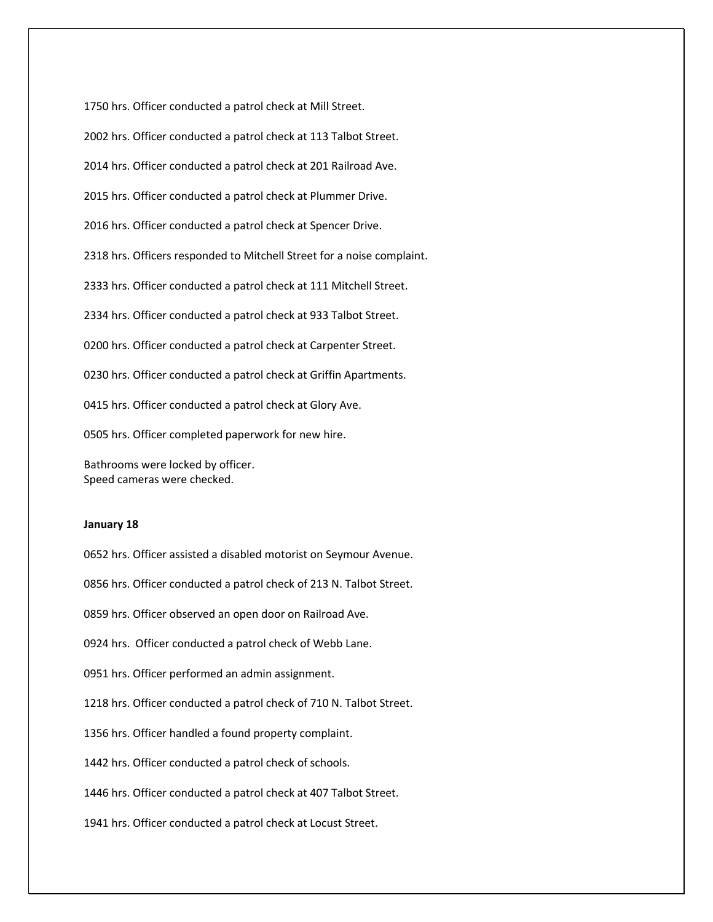1750 hrs. Officer conducted a patrol check at Mill Street.

2002 hrs. Officer conducted a patrol check at 113 Talbot Street.

2014 hrs. Officer conducted a patrol check at 201 Railroad Ave.

2015 hrs. Officer conducted a patrol check at Plummer Drive.

2016 hrs. Officer conducted a patrol check at Spencer Drive.

2318 hrs. Officers responded to Mitchell Street for a noise complaint.

2333 hrs. Officer conducted a patrol check at 111 Mitchell Street.

2334 hrs. Officer conducted a patrol check at 933 Talbot Street.

0200 hrs. Officer conducted a patrol check at Carpenter Street.

0230 hrs. Officer conducted a patrol check at Griffin Apartments.

0415 hrs. Officer conducted a patrol check at Glory Ave.

0505 hrs. Officer completed paperwork for new hire.

Bathrooms were locked by officer.
Speed cameras were checked.

**January 18**

0652 hrs. Officer assisted a disabled motorist on Seymour Avenue.

0856 hrs. Officer conducted a patrol check of 213 N. Talbot Street.

0859 hrs. Officer observed an open door on Railroad Ave.

0924 hrs. Officer conducted a patrol check of Webb Lane.

0951 hrs. Officer performed an admin assignment.

1218 hrs. Officer conducted a patrol check of 710 N. Talbot Street.

1356 hrs. Officer handled a found property complaint.

1442 hrs. Officer conducted a patrol check of schools.

1446 hrs. Officer conducted a patrol check at 407 Talbot Street.

1941 hrs. Officer conducted a patrol check at Locust Street.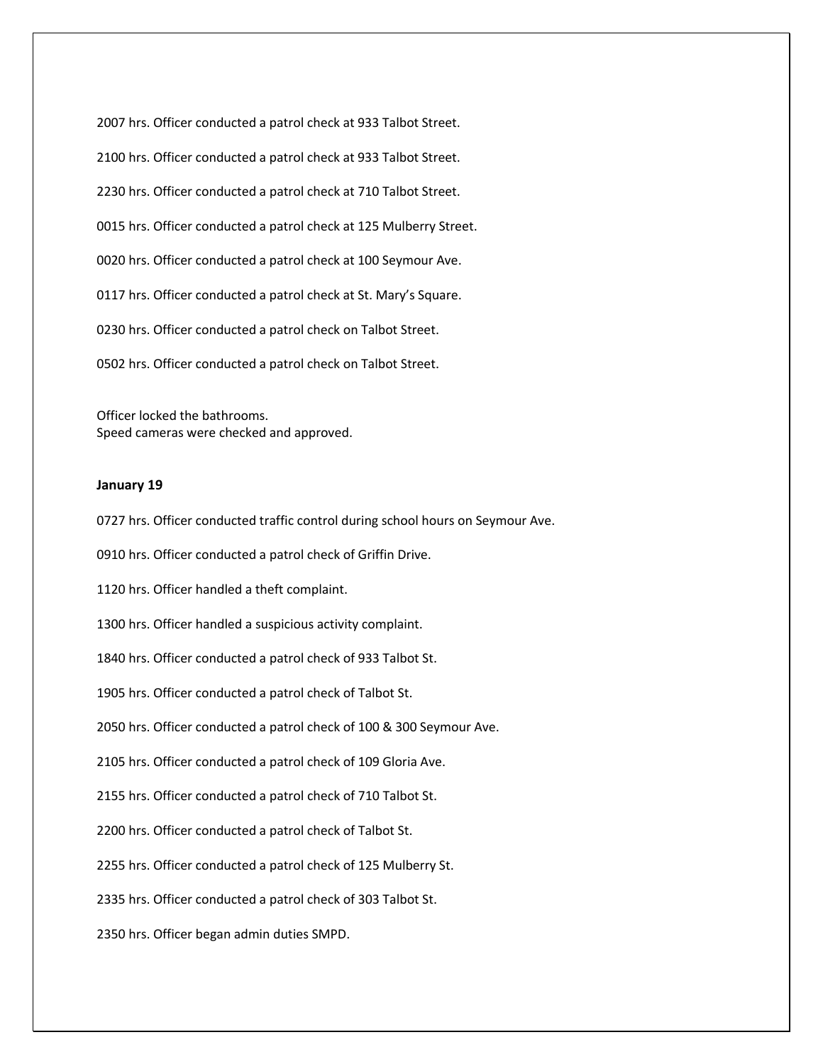2007 hrs. Officer conducted a patrol check at 933 Talbot Street.

2100 hrs. Officer conducted a patrol check at 933 Talbot Street.

2230 hrs. Officer conducted a patrol check at 710 Talbot Street.

0015 hrs. Officer conducted a patrol check at 125 Mulberry Street.

0020 hrs. Officer conducted a patrol check at 100 Seymour Ave.

0117 hrs. Officer conducted a patrol check at St. Mary's Square.

0230 hrs. Officer conducted a patrol check on Talbot Street.

0502 hrs. Officer conducted a patrol check on Talbot Street.

Officer locked the bathrooms.
Speed cameras were checked and approved.

**January 19**

0727 hrs. Officer conducted traffic control during school hours on Seymour Ave.

0910 hrs. Officer conducted a patrol check of Griffin Drive.

1120 hrs. Officer handled a theft complaint.

1300 hrs. Officer handled a suspicious activity complaint.

1840 hrs. Officer conducted a patrol check of 933 Talbot St.

1905 hrs. Officer conducted a patrol check of Talbot St.

2050 hrs. Officer conducted a patrol check of 100 & 300 Seymour Ave.

2105 hrs. Officer conducted a patrol check of 109 Gloria Ave.

2155 hrs. Officer conducted a patrol check of 710 Talbot St.

2200 hrs. Officer conducted a patrol check of Talbot St.

2255 hrs. Officer conducted a patrol check of 125 Mulberry St.

2335 hrs. Officer conducted a patrol check of 303 Talbot St.

2350 hrs. Officer began admin duties SMPD.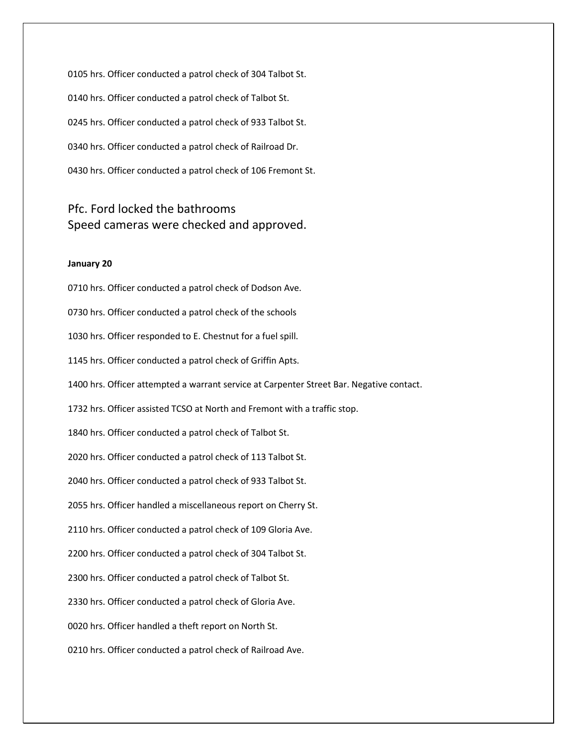0105 hrs. Officer conducted a patrol check of 304 Talbot St.

0140 hrs. Officer conducted a patrol check of Talbot St.

0245 hrs. Officer conducted a patrol check of 933 Talbot St.

0340 hrs. Officer conducted a patrol check of Railroad Dr.

0430 hrs. Officer conducted a patrol check of 106 Fremont St.

Pfc. Ford locked the bathrooms
Speed cameras were checked and approved.

**January 20**

0710 hrs. Officer conducted a patrol check of Dodson Ave.

0730 hrs. Officer conducted a patrol check of the schools

1030 hrs. Officer responded to E. Chestnut for a fuel spill.

1145 hrs. Officer conducted a patrol check of Griffin Apts.

1400 hrs. Officer attempted a warrant service at Carpenter Street Bar. Negative contact.

1732 hrs. Officer assisted TCSO at North and Fremont with a traffic stop.

1840 hrs. Officer conducted a patrol check of Talbot St.

2020 hrs. Officer conducted a patrol check of 113 Talbot St.

2040 hrs. Officer conducted a patrol check of 933 Talbot St.

2055 hrs. Officer handled a miscellaneous report on Cherry St.

2110 hrs. Officer conducted a patrol check of 109 Gloria Ave.

2200 hrs. Officer conducted a patrol check of 304 Talbot St.

2300 hrs. Officer conducted a patrol check of Talbot St.

2330 hrs. Officer conducted a patrol check of Gloria Ave.

0020 hrs. Officer handled a theft report on North St.

0210 hrs. Officer conducted a patrol check of Railroad Ave.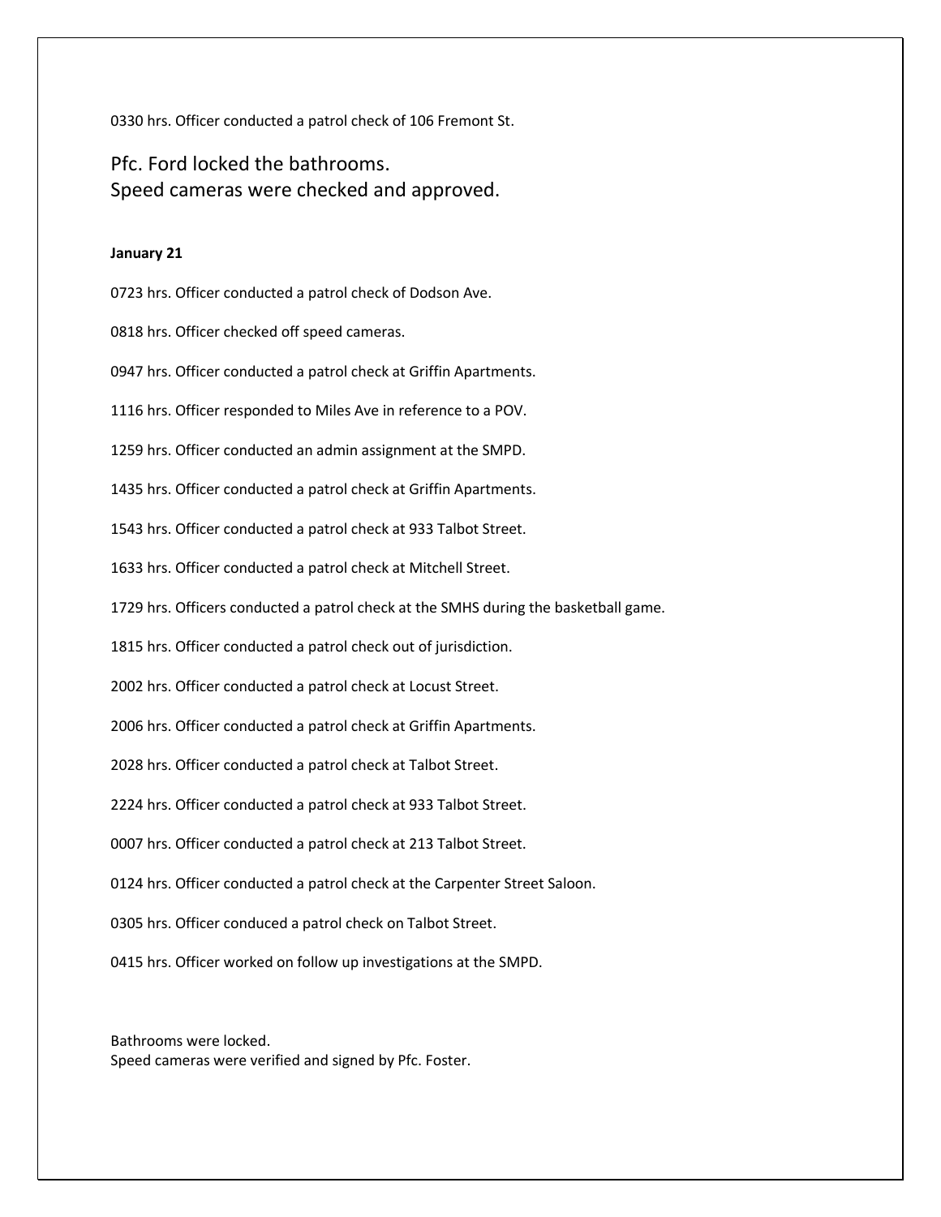0330 hrs. Officer conducted a patrol check of 106 Fremont St.

Pfc. Ford locked the bathrooms.
Speed cameras were checked and approved.

**January 21**

0723 hrs. Officer conducted a patrol check of Dodson Ave.

0818 hrs. Officer checked off speed cameras.

0947 hrs. Officer conducted a patrol check at Griffin Apartments.

1116 hrs. Officer responded to Miles Ave in reference to a POV.

1259 hrs. Officer conducted an admin assignment at the SMPD.

1435 hrs. Officer conducted a patrol check at Griffin Apartments.

1543 hrs. Officer conducted a patrol check at 933 Talbot Street.

1633 hrs. Officer conducted a patrol check at Mitchell Street.

1729 hrs. Officers conducted a patrol check at the SMHS during the basketball game.

1815 hrs. Officer conducted a patrol check out of jurisdiction.

2002 hrs. Officer conducted a patrol check at Locust Street.

2006 hrs. Officer conducted a patrol check at Griffin Apartments.

2028 hrs. Officer conducted a patrol check at Talbot Street.

2224 hrs. Officer conducted a patrol check at 933 Talbot Street.

0007 hrs. Officer conducted a patrol check at 213 Talbot Street.

0124 hrs. Officer conducted a patrol check at the Carpenter Street Saloon.

0305 hrs. Officer conduced a patrol check on Talbot Street.

0415 hrs. Officer worked on follow up investigations at the SMPD.

Bathrooms were locked.
Speed cameras were verified and signed by Pfc. Foster.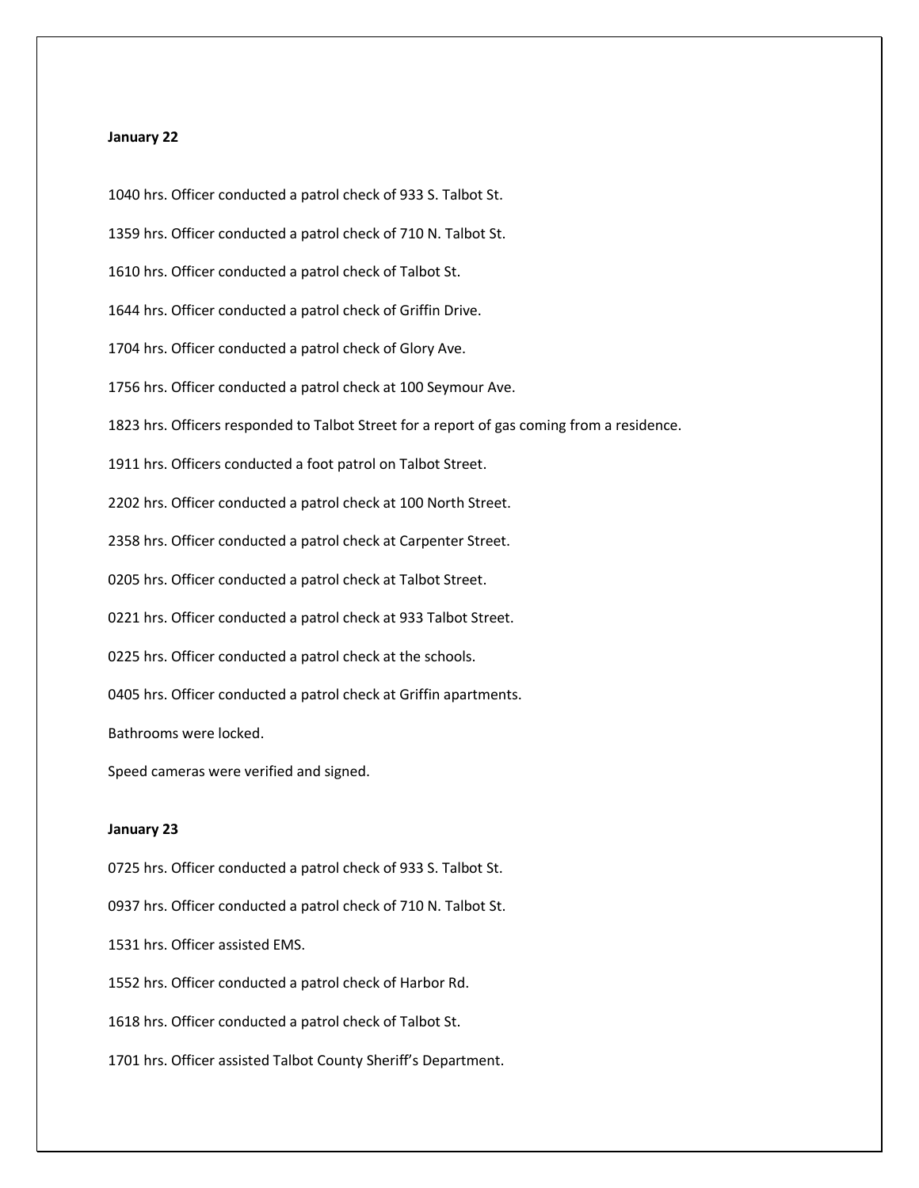**January 22**

1040 hrs. Officer conducted a patrol check of 933 S. Talbot St.

1359 hrs. Officer conducted a patrol check of 710 N. Talbot St.

1610 hrs. Officer conducted a patrol check of Talbot St.

1644 hrs. Officer conducted a patrol check of Griffin Drive.

1704 hrs. Officer conducted a patrol check of Glory Ave.

1756 hrs. Officer conducted a patrol check at 100 Seymour Ave.

1823 hrs. Officers responded to Talbot Street for a report of gas coming from a residence.

1911 hrs. Officers conducted a foot patrol on Talbot Street.

2202 hrs. Officer conducted a patrol check at 100 North Street.

2358 hrs. Officer conducted a patrol check at Carpenter Street.

0205 hrs. Officer conducted a patrol check at Talbot Street.

0221 hrs. Officer conducted a patrol check at 933 Talbot Street.

0225 hrs. Officer conducted a patrol check at the schools.

0405 hrs. Officer conducted a patrol check at Griffin apartments.

Bathrooms were locked.

Speed cameras were verified and signed.

**January 23**

0725 hrs. Officer conducted a patrol check of 933 S. Talbot St.

0937 hrs. Officer conducted a patrol check of 710 N. Talbot St.

1531 hrs. Officer assisted EMS.

1552 hrs. Officer conducted a patrol check of Harbor Rd.

1618 hrs. Officer conducted a patrol check of Talbot St.

1701 hrs. Officer assisted Talbot County Sheriff's Department.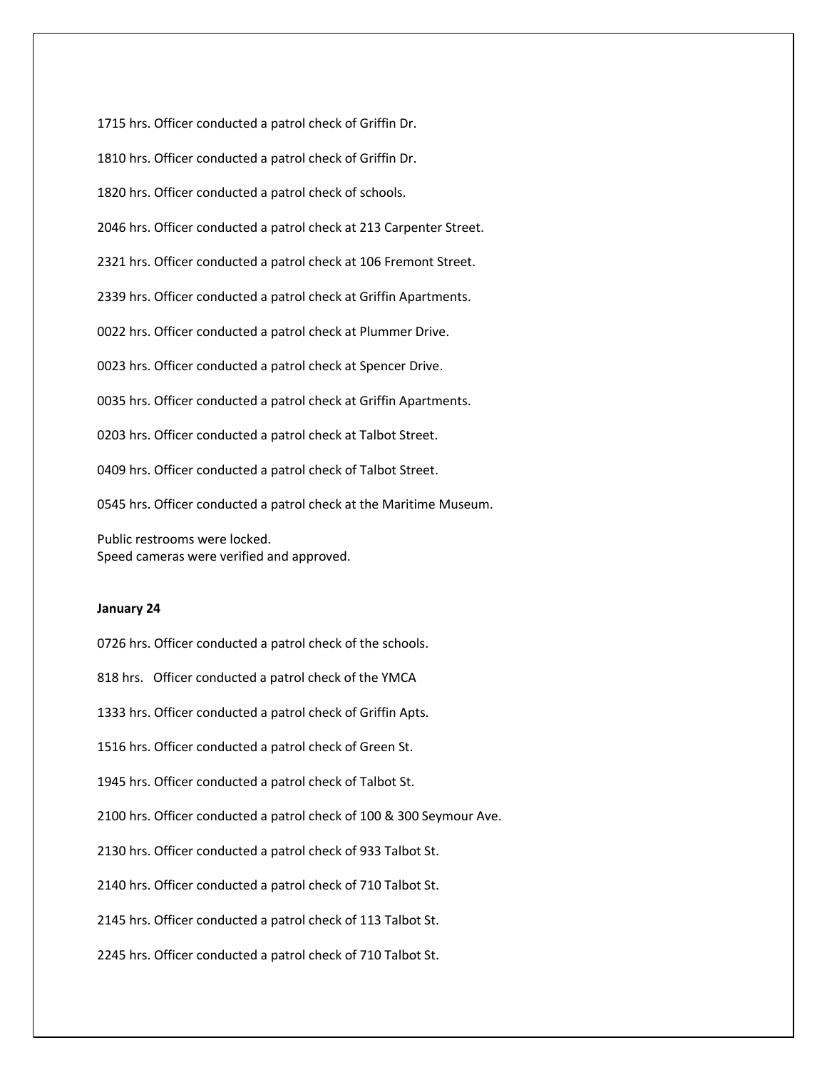1715 hrs. Officer conducted a patrol check of Griffin Dr.

1810 hrs. Officer conducted a patrol check of Griffin Dr.

1820 hrs. Officer conducted a patrol check of schools.

2046 hrs. Officer conducted a patrol check at 213 Carpenter Street.

2321 hrs. Officer conducted a patrol check at 106 Fremont Street.

2339 hrs. Officer conducted a patrol check at Griffin Apartments.

0022 hrs. Officer conducted a patrol check at Plummer Drive.

0023 hrs. Officer conducted a patrol check at Spencer Drive.

0035 hrs. Officer conducted a patrol check at Griffin Apartments.

0203 hrs. Officer conducted a patrol check at Talbot Street.

0409 hrs. Officer conducted a patrol check of Talbot Street.

0545 hrs. Officer conducted a patrol check at the Maritime Museum.

Public restrooms were locked.
Speed cameras were verified and approved.

**January 24**

0726 hrs. Officer conducted a patrol check of the schools.

818 hrs. Officer conducted a patrol check of the YMCA

1333 hrs. Officer conducted a patrol check of Griffin Apts.

1516 hrs. Officer conducted a patrol check of Green St.

1945 hrs. Officer conducted a patrol check of Talbot St.

2100 hrs. Officer conducted a patrol check of 100 & 300 Seymour Ave.

2130 hrs. Officer conducted a patrol check of 933 Talbot St.

2140 hrs. Officer conducted a patrol check of 710 Talbot St.

2145 hrs. Officer conducted a patrol check of 113 Talbot St.

2245 hrs. Officer conducted a patrol check of 710 Talbot St.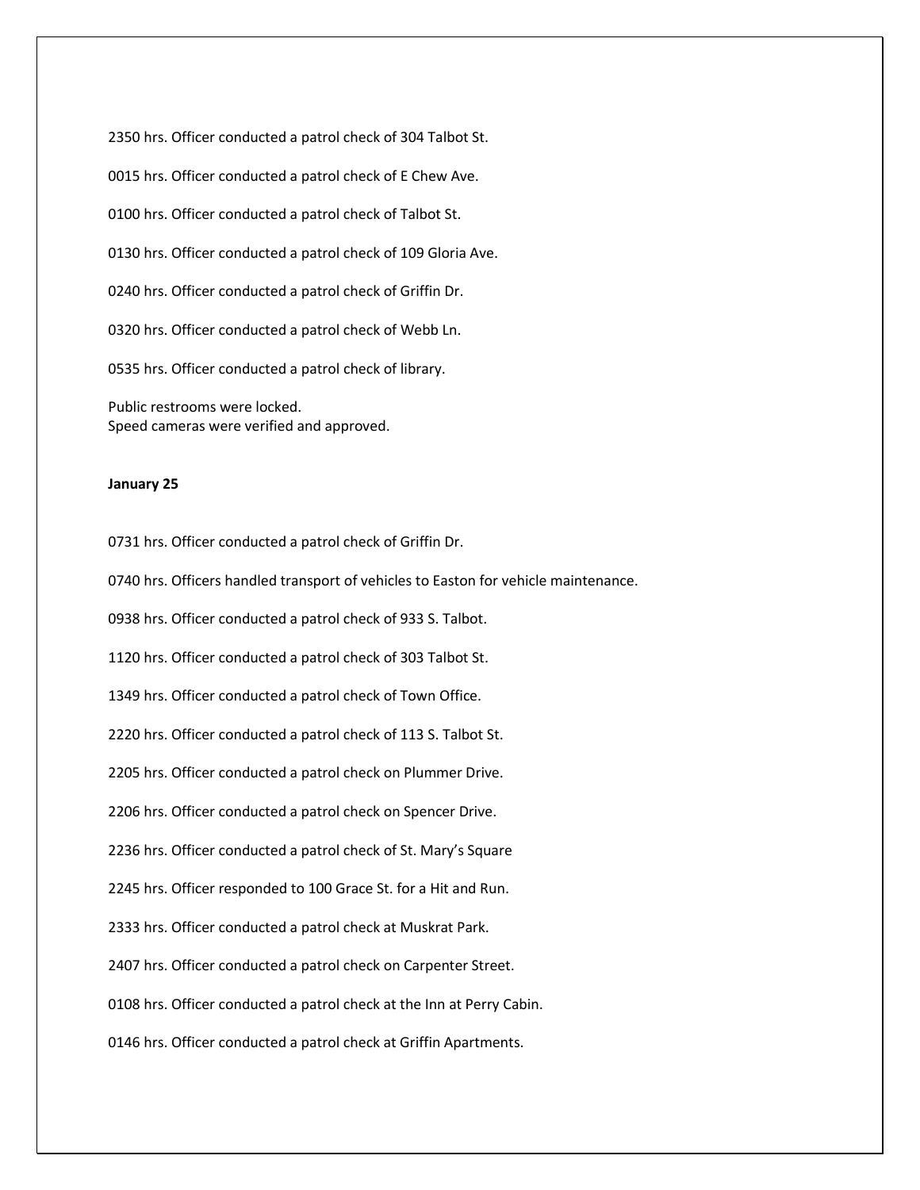2350 hrs. Officer conducted a patrol check of 304 Talbot St.

0015 hrs. Officer conducted a patrol check of E Chew Ave.

0100 hrs. Officer conducted a patrol check of Talbot St.

0130 hrs. Officer conducted a patrol check of 109 Gloria Ave.

0240 hrs. Officer conducted a patrol check of Griffin Dr.

0320 hrs. Officer conducted a patrol check of Webb Ln.

0535 hrs. Officer conducted a patrol check of library.

Public restrooms were locked.
Speed cameras were verified and approved.

**January 25**

0731 hrs. Officer conducted a patrol check of Griffin Dr.

0740 hrs. Officers handled transport of vehicles to Easton for vehicle maintenance.

0938 hrs. Officer conducted a patrol check of 933 S. Talbot.

1120 hrs. Officer conducted a patrol check of 303 Talbot St.

1349 hrs. Officer conducted a patrol check of Town Office.

2220 hrs. Officer conducted a patrol check of 113 S. Talbot St.

2205 hrs. Officer conducted a patrol check on Plummer Drive.

2206 hrs. Officer conducted a patrol check on Spencer Drive.

2236 hrs. Officer conducted a patrol check of St. Mary's Square

2245 hrs. Officer responded to 100 Grace St. for a Hit and Run.

2333 hrs. Officer conducted a patrol check at Muskrat Park.

2407 hrs. Officer conducted a patrol check on Carpenter Street.

0108 hrs. Officer conducted a patrol check at the Inn at Perry Cabin.

0146 hrs. Officer conducted a patrol check at Griffin Apartments.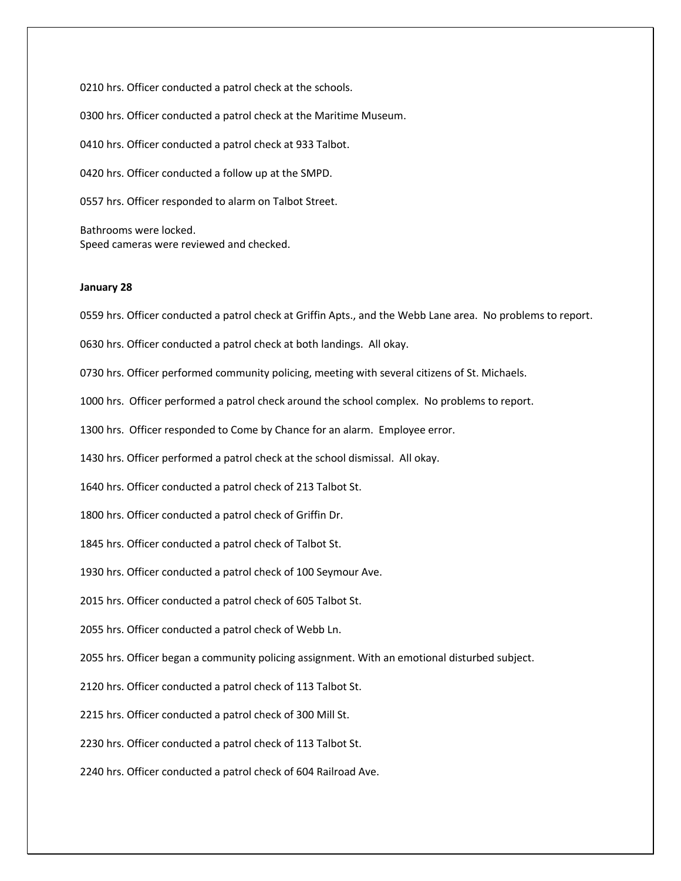0210 hrs. Officer conducted a patrol check at the schools.

0300 hrs. Officer conducted a patrol check at the Maritime Museum.

0410 hrs. Officer conducted a patrol check at 933 Talbot.

0420 hrs. Officer conducted a follow up at the SMPD.

0557 hrs. Officer responded to alarm on Talbot Street.

Bathrooms were locked.
Speed cameras were reviewed and checked.

**January 28**

0559 hrs. Officer conducted a patrol check at Griffin Apts., and the Webb Lane area. No problems to report.

0630 hrs. Officer conducted a patrol check at both landings. All okay.

0730 hrs. Officer performed community policing, meeting with several citizens of St. Michaels.

1000 hrs. Officer performed a patrol check around the school complex. No problems to report.

1300 hrs. Officer responded to Come by Chance for an alarm. Employee error.

1430 hrs. Officer performed a patrol check at the school dismissal. All okay.

1640 hrs. Officer conducted a patrol check of 213 Talbot St.

1800 hrs. Officer conducted a patrol check of Griffin Dr.

1845 hrs. Officer conducted a patrol check of Talbot St.

1930 hrs. Officer conducted a patrol check of 100 Seymour Ave.

2015 hrs. Officer conducted a patrol check of 605 Talbot St.

2055 hrs. Officer conducted a patrol check of Webb Ln.

2055 hrs. Officer began a community policing assignment. With an emotional disturbed subject.

2120 hrs. Officer conducted a patrol check of 113 Talbot St.

2215 hrs. Officer conducted a patrol check of 300 Mill St.

2230 hrs. Officer conducted a patrol check of 113 Talbot St.

2240 hrs. Officer conducted a patrol check of 604 Railroad Ave.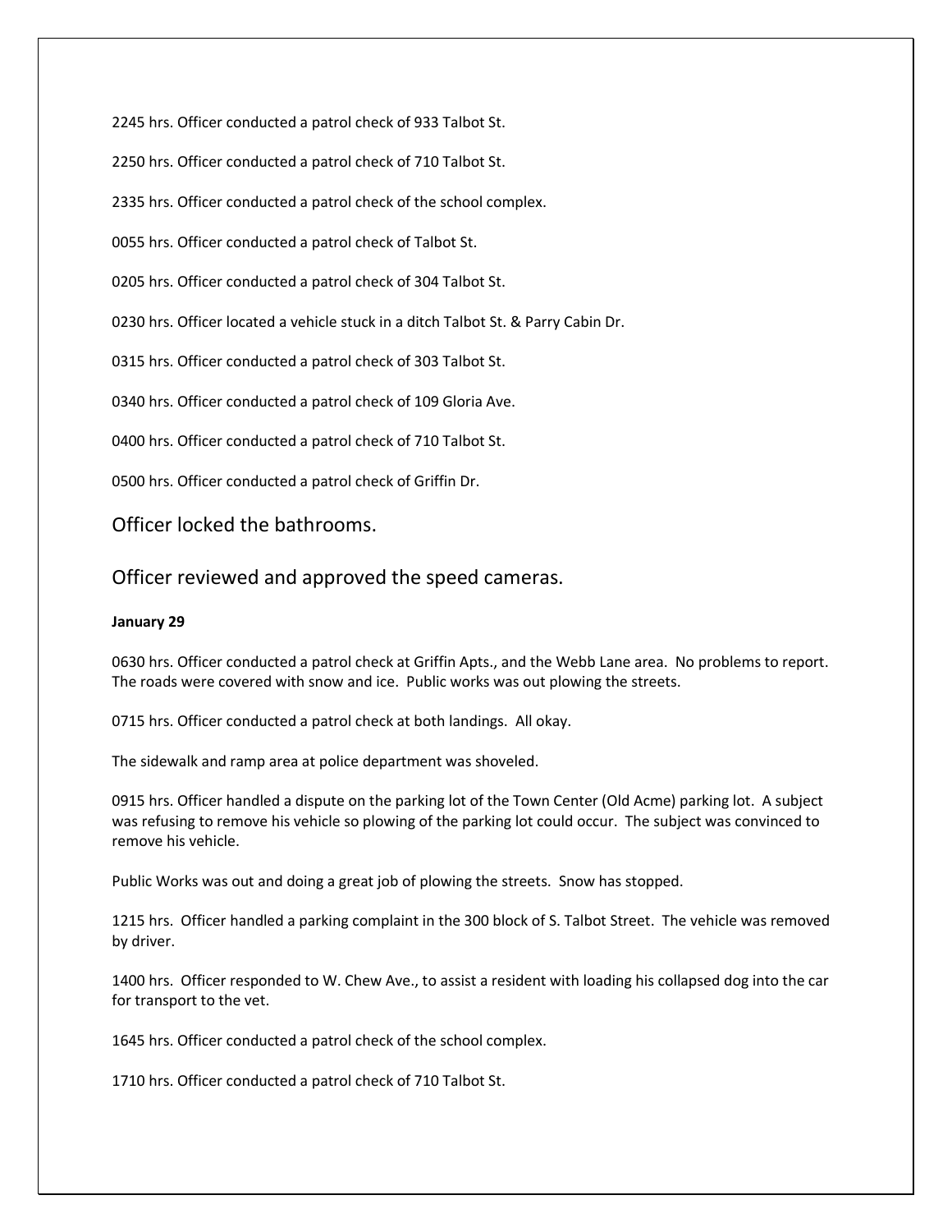2245 hrs. Officer conducted a patrol check of 933 Talbot St.

2250 hrs. Officer conducted a patrol check of 710 Talbot St.

2335 hrs. Officer conducted a patrol check of the school complex.

0055 hrs. Officer conducted a patrol check of Talbot St.

0205 hrs. Officer conducted a patrol check of 304 Talbot St.

0230 hrs. Officer located a vehicle stuck in a ditch Talbot St. & Parry Cabin Dr.

0315 hrs. Officer conducted a patrol check of 303 Talbot St.

0340 hrs. Officer conducted a patrol check of 109 Gloria Ave.

0400 hrs. Officer conducted a patrol check of 710 Talbot St.

0500 hrs. Officer conducted a patrol check of Griffin Dr.

Officer locked the bathrooms.

Officer reviewed and approved the speed cameras.

**January 29**

0630 hrs. Officer conducted a patrol check at Griffin Apts., and the Webb Lane area. No problems to report. The roads were covered with snow and ice. Public works was out plowing the streets.

0715 hrs. Officer conducted a patrol check at both landings. All okay.

The sidewalk and ramp area at police department was shoveled.

0915 hrs. Officer handled a dispute on the parking lot of the Town Center (Old Acme) parking lot. A subject was refusing to remove his vehicle so plowing of the parking lot could occur. The subject was convinced to remove his vehicle.

Public Works was out and doing a great job of plowing the streets. Snow has stopped.

1215 hrs. Officer handled a parking complaint in the 300 block of S. Talbot Street. The vehicle was removed by driver.

1400 hrs. Officer responded to W. Chew Ave., to assist a resident with loading his collapsed dog into the car for transport to the vet.

1645 hrs. Officer conducted a patrol check of the school complex.

1710 hrs. Officer conducted a patrol check of 710 Talbot St.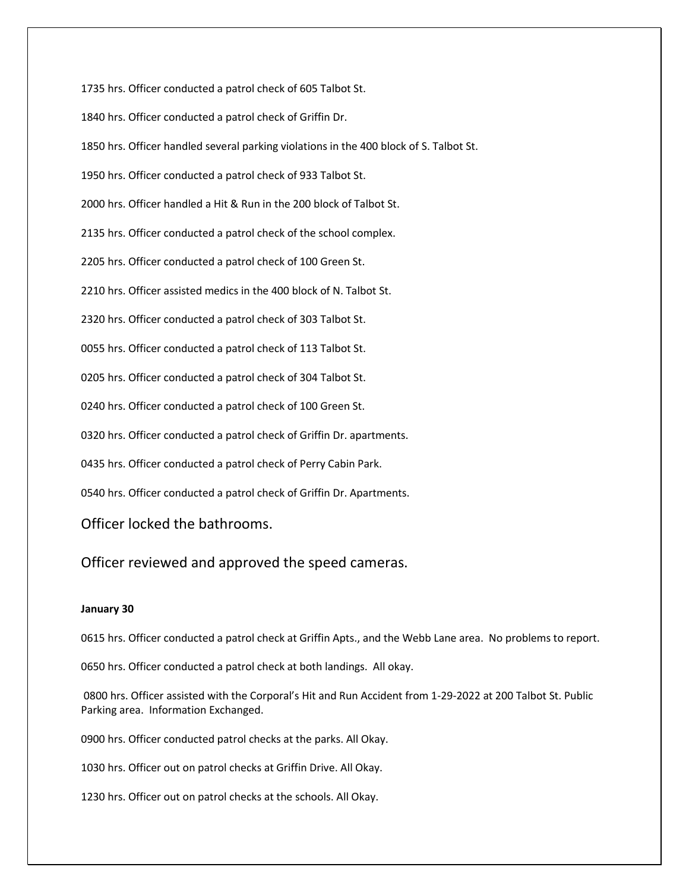1735 hrs. Officer conducted a patrol check of 605 Talbot St.

1840 hrs. Officer conducted a patrol check of Griffin Dr.

1850 hrs. Officer handled several parking violations in the 400 block of S. Talbot St.

1950 hrs. Officer conducted a patrol check of 933 Talbot St.

2000 hrs. Officer handled a Hit & Run in the 200 block of Talbot St.

2135 hrs. Officer conducted a patrol check of the school complex.

2205 hrs. Officer conducted a patrol check of 100 Green St.

2210 hrs. Officer assisted medics in the 400 block of N. Talbot St.

2320 hrs. Officer conducted a patrol check of 303 Talbot St.

0055 hrs. Officer conducted a patrol check of 113 Talbot St.

0205 hrs. Officer conducted a patrol check of 304 Talbot St.

0240 hrs. Officer conducted a patrol check of 100 Green St.

0320 hrs. Officer conducted a patrol check of Griffin Dr. apartments.

0435 hrs. Officer conducted a patrol check of Perry Cabin Park.

0540 hrs. Officer conducted a patrol check of Griffin Dr. Apartments.

Officer locked the bathrooms.

Officer reviewed and approved the speed cameras.

**January 30**

0615 hrs. Officer conducted a patrol check at Griffin Apts., and the Webb Lane area. No problems to report.

0650 hrs. Officer conducted a patrol check at both landings. All okay.

0800 hrs. Officer assisted with the Corporal's Hit and Run Accident from 1-29-2022 at 200 Talbot St. Public Parking area. Information Exchanged.

0900 hrs. Officer conducted patrol checks at the parks. All Okay.

1030 hrs. Officer out on patrol checks at Griffin Drive. All Okay.

1230 hrs. Officer out on patrol checks at the schools. All Okay.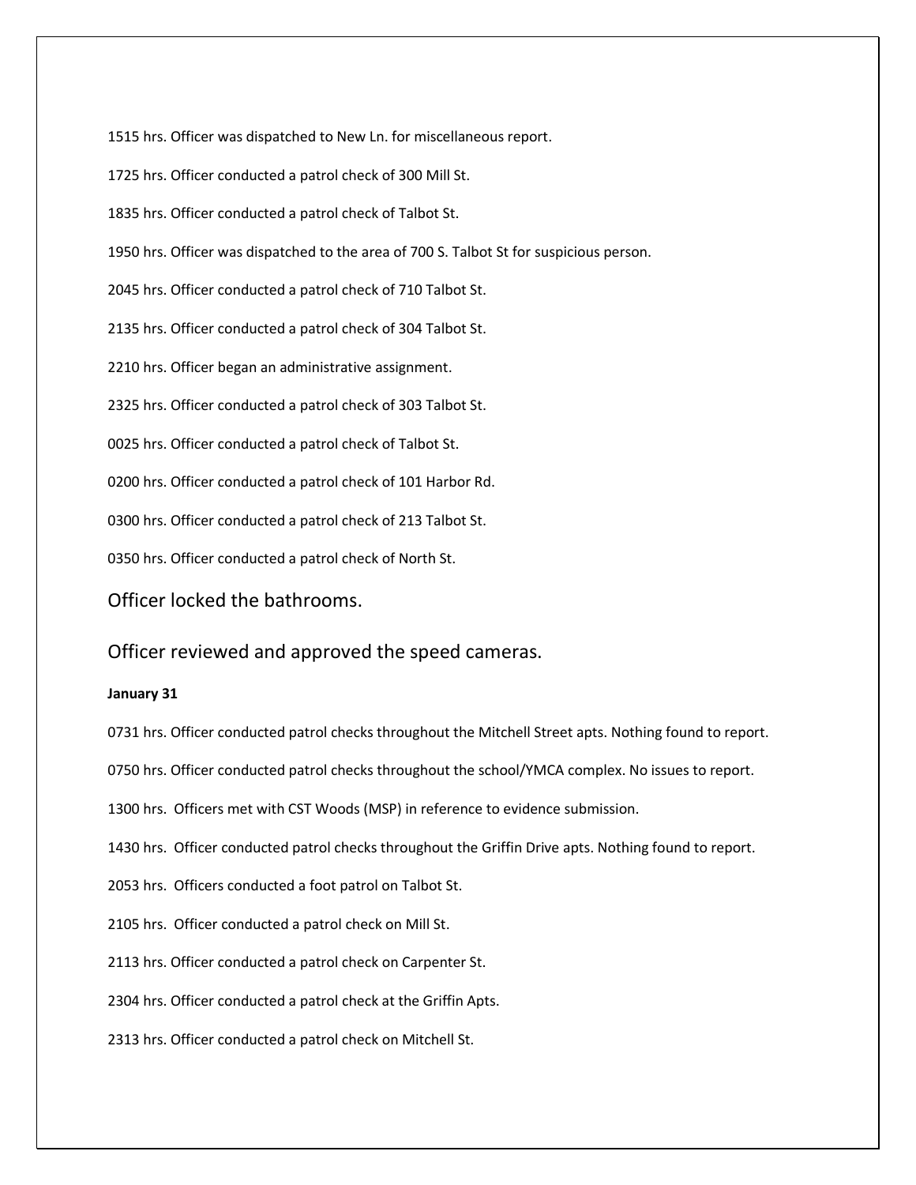1515 hrs. Officer was dispatched to New Ln. for miscellaneous report.

1725 hrs. Officer conducted a patrol check of 300 Mill St.

1835 hrs. Officer conducted a patrol check of Talbot St.

1950 hrs. Officer was dispatched to the area of 700 S. Talbot St for suspicious person.

2045 hrs. Officer conducted a patrol check of 710 Talbot St.

2135 hrs. Officer conducted a patrol check of 304 Talbot St.

2210 hrs. Officer began an administrative assignment.

2325 hrs. Officer conducted a patrol check of 303 Talbot St.

0025 hrs. Officer conducted a patrol check of Talbot St.

0200 hrs. Officer conducted a patrol check of 101 Harbor Rd.

0300 hrs. Officer conducted a patrol check of 213 Talbot St.

0350 hrs. Officer conducted a patrol check of North St.

Officer locked the bathrooms.

Officer reviewed and approved the speed cameras.

**January 31**

0731 hrs. Officer conducted patrol checks throughout the Mitchell Street apts. Nothing found to report.

0750 hrs. Officer conducted patrol checks throughout the school/YMCA complex. No issues to report.

1300 hrs. Officers met with CST Woods (MSP) in reference to evidence submission.

1430 hrs. Officer conducted patrol checks throughout the Griffin Drive apts. Nothing found to report.

2053 hrs. Officers conducted a foot patrol on Talbot St.

2105 hrs. Officer conducted a patrol check on Mill St.

2113 hrs. Officer conducted a patrol check on Carpenter St.

2304 hrs. Officer conducted a patrol check at the Griffin Apts.

2313 hrs. Officer conducted a patrol check on Mitchell St.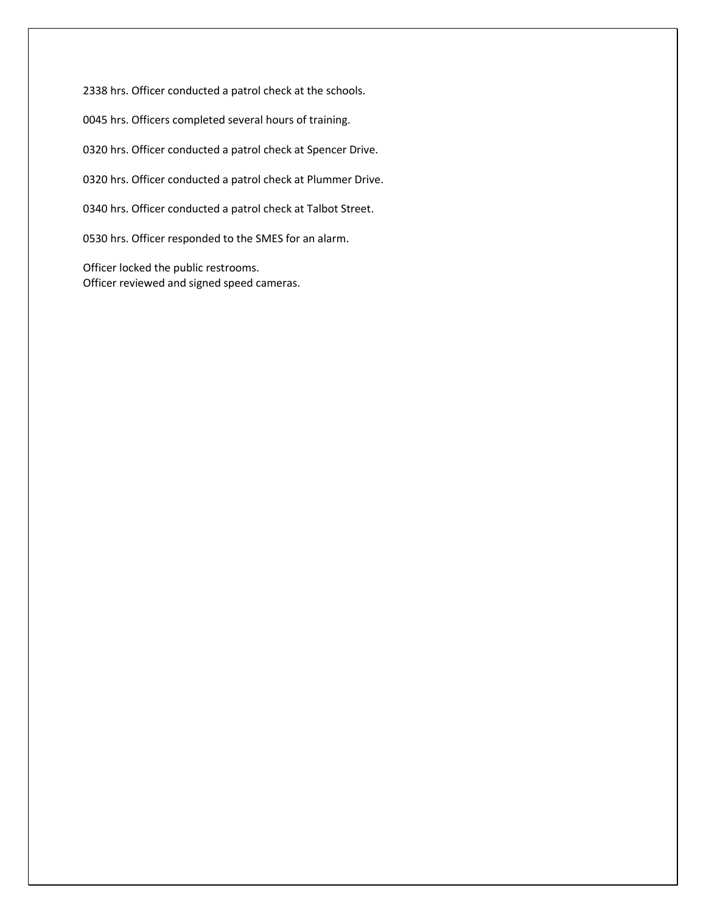2338 hrs. Officer conducted a patrol check at the schools.

0045 hrs. Officers completed several hours of training.

0320 hrs. Officer conducted a patrol check at Spencer Drive.

0320 hrs. Officer conducted a patrol check at Plummer Drive.

0340 hrs. Officer conducted a patrol check at Talbot Street.

0530 hrs. Officer responded to the SMES for an alarm.

Officer locked the public restrooms.
Officer reviewed and signed speed cameras.